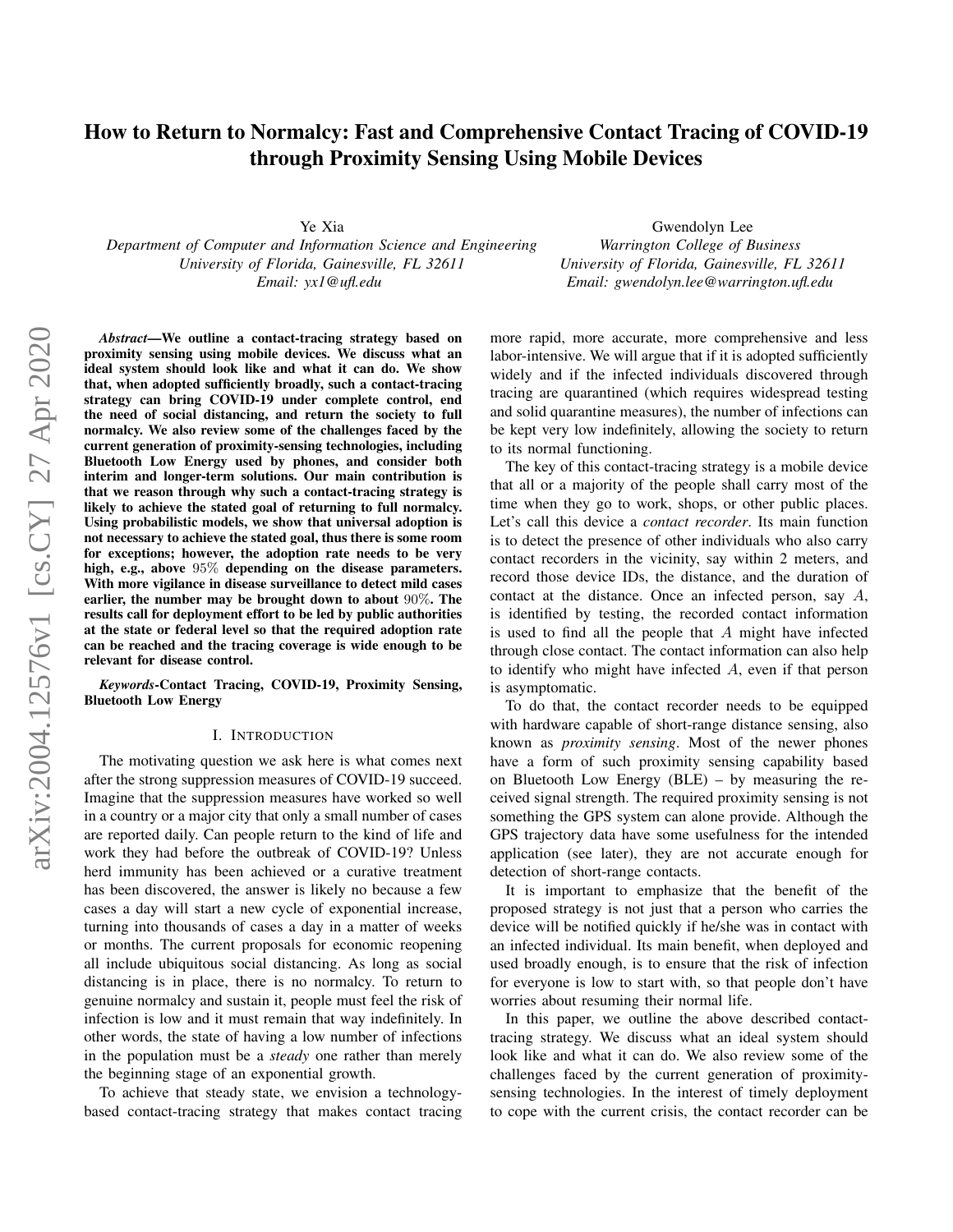# How to Return to Normalcy: Fast and Comprehensive Contact Tracing of COVID-19 through Proximity Sensing Using Mobile Devices

Ye Xia
*Department of Computer and Information Science and Engineering*
*University of Florida, Gainesville, FL 32611*
*Email: yx1@ufl.edu*

Gwendolyn Lee
*Warrington College of Business*
*University of Florida, Gainesville, FL 32611*
*Email: gwendolyn.lee@warrington.ufl.edu*

***Abstract*—We outline a contact-tracing strategy based on proximity sensing using mobile devices. We discuss what an ideal system should look like and what it can do. We show that, when adopted sufficiently broadly, such a contact-tracing strategy can bring COVID-19 under complete control, end the need of social distancing, and return the society to full normalcy. We also review some of the challenges faced by the current generation of proximity-sensing technologies, including Bluetooth Low Energy used by phones, and consider both interim and longer-term solutions. Our main contribution is that we reason through why such a contact-tracing strategy is likely to achieve the stated goal of returning to full normalcy. Using probabilistic models, we show that universal adoption is not necessary to achieve the stated goal, thus there is some room for exceptions; however, the adoption rate needs to be very high, e.g., above $95\%$ depending on the disease parameters. With more vigilance in disease surveillance to detect mild cases earlier, the number may be brought down to about $90\%$. The results call for deployment effort to be led by public authorities at the state or federal level so that the required adoption rate can be reached and the tracing coverage is wide enough to be relevant for disease control.**

***Keywords*-Contact Tracing, COVID-19, Proximity Sensing, Bluetooth Low Energy**

## I. Introduction

The motivating question we ask here is what comes next after the strong suppression measures of COVID-19 succeed. Imagine that the suppression measures have worked so well in a country or a major city that only a small number of cases are reported daily. Can people return to the kind of life and work they had before the outbreak of COVID-19? Unless herd immunity has been achieved or a curative treatment has been discovered, the answer is likely no because a few cases a day will start a new cycle of exponential increase, turning into thousands of cases a day in a matter of weeks or months. The current proposals for economic reopening all include ubiquitous social distancing. As long as social distancing is in place, there is no normalcy. To return to genuine normalcy and sustain it, people must feel the risk of infection is low and it must remain that way indefinitely. In other words, the state of having a low number of infections in the population must be a *steady* one rather than merely the beginning stage of an exponential growth.

To achieve that steady state, we envision a technology-based contact-tracing strategy that makes contact tracing more rapid, more accurate, more comprehensive and less labor-intensive. We will argue that if it is adopted sufficiently widely and if the infected individuals discovered through tracing are quarantined (which requires widespread testing and solid quarantine measures), the number of infections can be kept very low indefinitely, allowing the society to return to its normal functioning.

The key of this contact-tracing strategy is a mobile device that all or a majority of the people shall carry most of the time when they go to work, shops, or other public places. Let's call this device a *contact recorder*. Its main function is to detect the presence of other individuals who also carry contact recorders in the vicinity, say within 2 meters, and record those device IDs, the distance, and the duration of contact at the distance. Once an infected person, say $A$, is identified by testing, the recorded contact information is used to find all the people that $A$ might have infected through close contact. The contact information can also help to identify who might have infected $A$, even if that person is asymptomatic.

To do that, the contact recorder needs to be equipped with hardware capable of short-range distance sensing, also known as *proximity sensing*. Most of the newer phones have a form of such proximity sensing capability based on Bluetooth Low Energy (BLE) – by measuring the received signal strength. The required proximity sensing is not something the GPS system can alone provide. Although the GPS trajectory data have some usefulness for the intended application (see later), they are not accurate enough for detection of short-range contacts.

It is important to emphasize that the benefit of the proposed strategy is not just that a person who carries the device will be notified quickly if he/she was in contact with an infected individual. Its main benefit, when deployed and used broadly enough, is to ensure that the risk of infection for everyone is low to start with, so that people don't have worries about resuming their normal life.

In this paper, we outline the above described contact-tracing strategy. We discuss what an ideal system should look like and what it can do. We also review some of the challenges faced by the current generation of proximity-sensing technologies. In the interest of timely deployment to cope with the current crisis, the contact recorder can be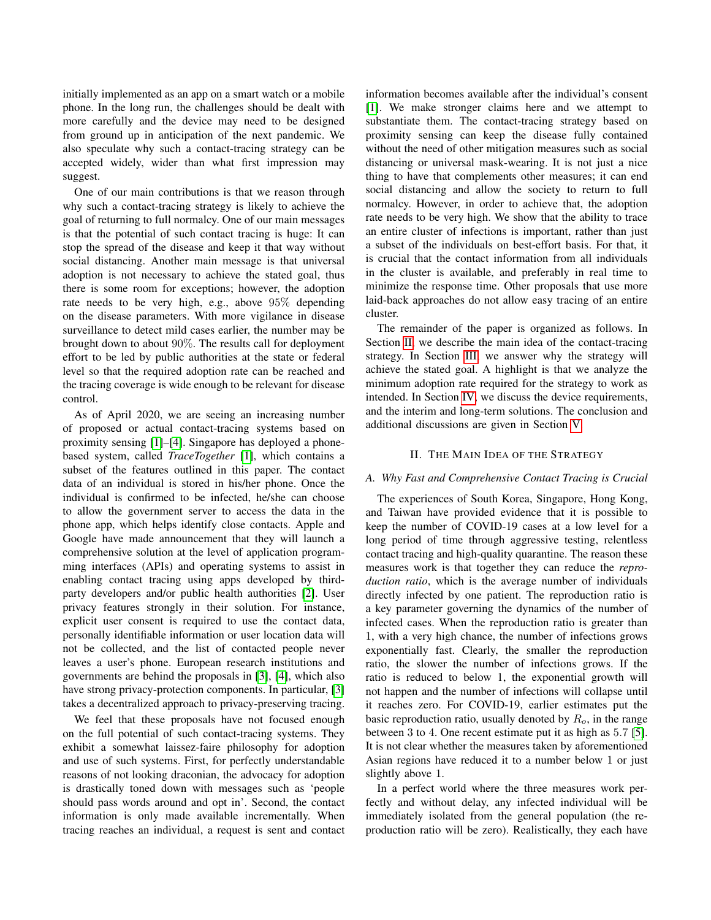initially implemented as an app on a smart watch or a mobile phone. In the long run, the challenges should be dealt with more carefully and the device may need to be designed from ground up in anticipation of the next pandemic. We also speculate why such a contact-tracing strategy can be accepted widely, wider than what first impression may suggest.

One of our main contributions is that we reason through why such a contact-tracing strategy is likely to achieve the goal of returning to full normalcy. One of our main messages is that the potential of such contact tracing is huge: It can stop the spread of the disease and keep it that way without social distancing. Another main message is that universal adoption is not necessary to achieve the stated goal, thus there is some room for exceptions; however, the adoption rate needs to be very high, e.g., above $95\%$ depending on the disease parameters. With more vigilance in disease surveillance to detect mild cases earlier, the number may be brought down to about $90\%$. The results call for deployment effort to be led by public authorities at the state or federal level so that the required adoption rate can be reached and the tracing coverage is wide enough to be relevant for disease control.

As of April 2020, we are seeing an increasing number of proposed or actual contact-tracing systems based on proximity sensing [1]–[4]. Singapore has deployed a phone-based system, called *TraceTogether* [1], which contains a subset of the features outlined in this paper. The contact data of an individual is stored in his/her phone. Once the individual is confirmed to be infected, he/she can choose to allow the government server to access the data in the phone app, which helps identify close contacts. Apple and Google have made announcement that they will launch a comprehensive solution at the level of application programming interfaces (APIs) and operating systems to assist in enabling contact tracing using apps developed by third-party developers and/or public health authorities [2]. User privacy features strongly in their solution. For instance, explicit user consent is required to use the contact data, personally identifiable information or user location data will not be collected, and the list of contacted people never leaves a user's phone. European research institutions and governments are behind the proposals in [3], [4], which also have strong privacy-protection components. In particular, [3] takes a decentralized approach to privacy-preserving tracing.

We feel that these proposals have not focused enough on the full potential of such contact-tracing systems. They exhibit a somewhat laissez-faire philosophy for adoption and use of such systems. First, for perfectly understandable reasons of not looking draconian, the advocacy for adoption is drastically toned down with messages such as 'people should pass words around and opt in'. Second, the contact information is only made available incrementally. When tracing reaches an individual, a request is sent and contact information becomes available after the individual's consent [1]. We make stronger claims here and we attempt to substantiate them. The contact-tracing strategy based on proximity sensing can keep the disease fully contained without the need of other mitigation measures such as social distancing or universal mask-wearing. It is not just a nice thing to have that complements other measures; it can end social distancing and allow the society to return to full normalcy. However, in order to achieve that, the adoption rate needs to be very high. We show that the ability to trace an entire cluster of infections is important, rather than just a subset of the individuals on best-effort basis. For that, it is crucial that the contact information from all individuals in the cluster is available, and preferably in real time to minimize the response time. Other proposals that use more laid-back approaches do not allow easy tracing of an entire cluster.

The remainder of the paper is organized as follows. In Section II, we describe the main idea of the contact-tracing strategy. In Section III, we answer why the strategy will achieve the stated goal. A highlight is that we analyze the minimum adoption rate required for the strategy to work as intended. In Section IV, we discuss the device requirements, and the interim and long-term solutions. The conclusion and additional discussions are given in Section V.

## II. The Main Idea of the Strategy

### A. Why Fast and Comprehensive Contact Tracing is Crucial

The experiences of South Korea, Singapore, Hong Kong, and Taiwan have provided evidence that it is possible to keep the number of COVID-19 cases at a low level for a long period of time through aggressive testing, relentless contact tracing and high-quality quarantine. The reason these measures work is that together they can reduce the *reproduction ratio*, which is the average number of individuals directly infected by one patient. The reproduction ratio is a key parameter governing the dynamics of the number of infected cases. When the reproduction ratio is greater than 1, with a very high chance, the number of infections grows exponentially fast. Clearly, the smaller the reproduction ratio, the slower the number of infections grows. If the ratio is reduced to below 1, the exponential growth will not happen and the number of infections will collapse until it reaches zero. For COVID-19, earlier estimates put the basic reproduction ratio, usually denoted by $R_o$, in the range between 3 to 4. One recent estimate put it as high as 5.7 [5]. It is not clear whether the measures taken by aforementioned Asian regions have reduced it to a number below 1 or just slightly above 1.

In a perfect world where the three measures work perfectly and without delay, any infected individual will be immediately isolated from the general population (the reproduction ratio will be zero). Realistically, they each have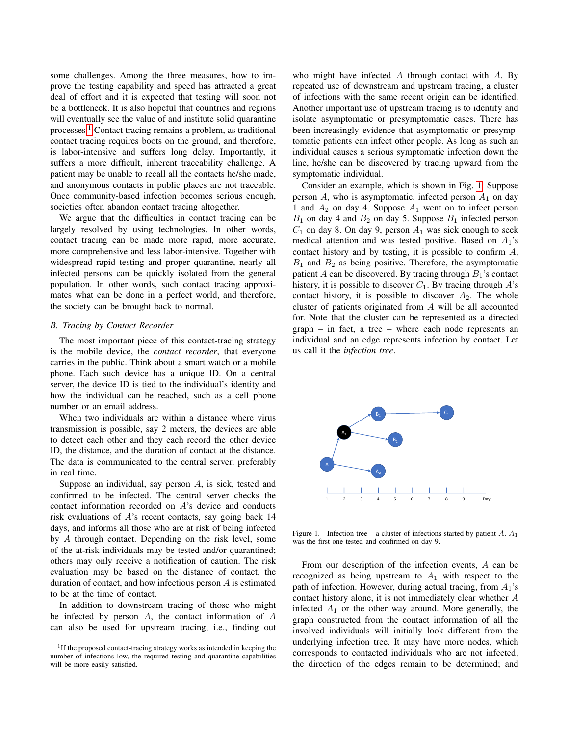some challenges. Among the three measures, how to improve the testing capability and speed has attracted a great deal of effort and it is expected that testing will soon not be a bottleneck. It is also hopeful that countries and regions will eventually see the value of and institute solid quarantine processes.[1] Contact tracing remains a problem, as traditional contact tracing requires boots on the ground, and therefore, is labor-intensive and suffers long delay. Importantly, it suffers a more difficult, inherent traceability challenge. A patient may be unable to recall all the contacts he/she made, and anonymous contacts in public places are not traceable. Once community-based infection becomes serious enough, societies often abandon contact tracing altogether.

We argue that the difficulties in contact tracing can be largely resolved by using technologies. In other words, contact tracing can be made more rapid, more accurate, more comprehensive and less labor-intensive. Together with widespread rapid testing and proper quarantine, nearly all infected persons can be quickly isolated from the general population. In other words, such contact tracing approximates what can be done in a perfect world, and therefore, the society can be brought back to normal.

### B. Tracing by Contact Recorder

The most important piece of this contact-tracing strategy is the mobile device, the *contact recorder*, that everyone carries in the public. Think about a smart watch or a mobile phone. Each such device has a unique ID. On a central server, the device ID is tied to the individual's identity and how the individual can be reached, such as a cell phone number or an email address.

When two individuals are within a distance where virus transmission is possible, say 2 meters, the devices are able to detect each other and they each record the other device ID, the distance, and the duration of contact at the distance. The data is communicated to the central server, preferably in real time.

Suppose an individual, say person $A$, is sick, tested and confirmed to be infected. The central server checks the contact information recorded on $A$'s device and conducts risk evaluations of $A$'s recent contacts, say going back 14 days, and informs all those who are at risk of being infected by $A$ through contact. Depending on the risk level, some of the at-risk individuals may be tested and/or quarantined; others may only receive a notification of caution. The risk evaluation may be based on the distance of contact, the duration of contact, and how infectious person $A$ is estimated to be at the time of contact.

In addition to downstream tracing of those who might be infected by person $A$, the contact information of $A$ can also be used for upstream tracing, i.e., finding out who might have infected $A$ through contact with $A$. By repeated use of downstream and upstream tracing, a cluster of infections with the same recent origin can be identified. Another important use of upstream tracing is to identify and isolate asymptomatic or presymptomatic cases. There has been increasingly evidence that asymptomatic or presymptomatic patients can infect other people. As long as such an individual causes a serious symptomatic infection down the line, he/she can be discovered by tracing upward from the symptomatic individual.

Consider an example, which is shown in Fig. 1. Suppose person $A$, who is asymptomatic, infected person $A_1$ on day 1 and $A_2$ on day 4. Suppose $A_1$ went on to infect person $B_1$ on day 4 and $B_2$ on day 5. Suppose $B_1$ infected person $C_1$ on day 8. On day 9, person $A_1$ was sick enough to seek medical attention and was tested positive. Based on $A_1$'s contact history and by testing, it is possible to confirm $A$, $B_1$ and $B_2$ as being positive. Therefore, the asymptomatic patient $A$ can be discovered. By tracing through $B_1$'s contact history, it is possible to discover $C_1$. By tracing through $A$'s contact history, it is possible to discover $A_2$. The whole cluster of patients originated from $A$ will be all accounted for. Note that the cluster can be represented as a directed graph – in fact, a tree – where each node represents an individual and an edge represents infection by contact. Let us call it the *infection tree*.

Figure 1. Infection tree – a cluster of infections started by patient $A$. $A_1$ was the first one tested and confirmed on day 9.

From our description of the infection events, $A$ can be recognized as being upstream to $A_1$ with respect to the path of infection. However, during actual tracing, from $A_1$'s contact history alone, it is not immediately clear whether $A$ infected $A_1$ or the other way around. More generally, the graph constructed from the contact information of all the involved individuals will initially look different from the underlying infection tree. It may have more nodes, which corresponds to contacted individuals who are not infected; the direction of the edges remain to be determined; and

[1]If the proposed contact-tracing strategy works as intended in keeping the number of infections low, the required testing and quarantine capabilities will be more easily satisfied.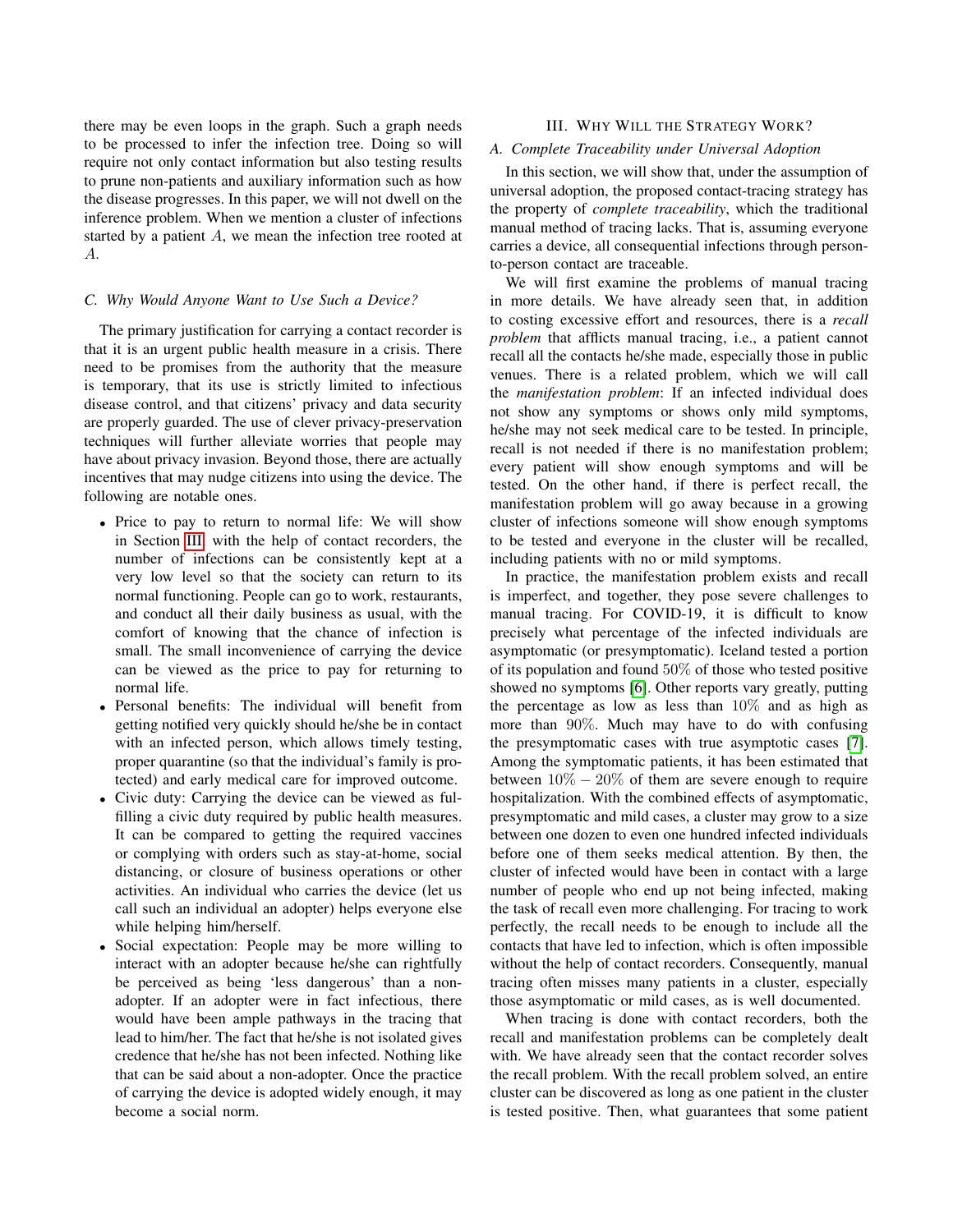there may be even loops in the graph. Such a graph needs to be processed to infer the infection tree. Doing so will require not only contact information but also testing results to prune non-patients and auxiliary information such as how the disease progresses. In this paper, we will not dwell on the inference problem. When we mention a cluster of infections started by a patient $A$, we mean the infection tree rooted at $A$.

### C. Why Would Anyone Want to Use Such a Device?

The primary justification for carrying a contact recorder is that it is an urgent public health measure in a crisis. There need to be promises from the authority that the measure is temporary, that its use is strictly limited to infectious disease control, and that citizens' privacy and data security are properly guarded. The use of clever privacy-preservation techniques will further alleviate worries that people may have about privacy invasion. Beyond those, there are actually incentives that may nudge citizens into using the device. The following are notable ones.

- Price to pay to return to normal life: We will show in Section III with the help of contact recorders, the number of infections can be consistently kept at a very low level so that the society can return to its normal functioning. People can go to work, restaurants, and conduct all their daily business as usual, with the comfort of knowing that the chance of infection is small. The small inconvenience of carrying the device can be viewed as the price to pay for returning to normal life.
- Personal benefits: The individual will benefit from getting notified very quickly should he/she be in contact with an infected person, which allows timely testing, proper quarantine (so that the individual's family is protected) and early medical care for improved outcome.
- Civic duty: Carrying the device can be viewed as fulfilling a civic duty required by public health measures. It can be compared to getting the required vaccines or complying with orders such as stay-at-home, social distancing, or closure of business operations or other activities. An individual who carries the device (let us call such an individual an adopter) helps everyone else while helping him/herself.
- Social expectation: People may be more willing to interact with an adopter because he/she can rightfully be perceived as being 'less dangerous' than a non-adopter. If an adopter were in fact infectious, there would have been ample pathways in the tracing that lead to him/her. The fact that he/she is not isolated gives credence that he/she has not been infected. Nothing like that can be said about a non-adopter. Once the practice of carrying the device is adopted widely enough, it may become a social norm.

## III. Why Will the Strategy Work?

### A. Complete Traceability under Universal Adoption

In this section, we will show that, under the assumption of universal adoption, the proposed contact-tracing strategy has the property of *complete traceability*, which the traditional manual method of tracing lacks. That is, assuming everyone carries a device, all consequential infections through person-to-person contact are traceable.

We will first examine the problems of manual tracing in more details. We have already seen that, in addition to costing excessive effort and resources, there is a *recall problem* that afflicts manual tracing, i.e., a patient cannot recall all the contacts he/she made, especially those in public venues. There is a related problem, which we will call the *manifestation problem*: If an infected individual does not show any symptoms or shows only mild symptoms, he/she may not seek medical care to be tested. In principle, recall is not needed if there is no manifestation problem; every patient will show enough symptoms and will be tested. On the other hand, if there is perfect recall, the manifestation problem will go away because in a growing cluster of infections someone will show enough symptoms to be tested and everyone in the cluster will be recalled, including patients with no or mild symptoms.

In practice, the manifestation problem exists and recall is imperfect, and together, they pose severe challenges to manual tracing. For COVID-19, it is difficult to know precisely what percentage of the infected individuals are asymptomatic (or presymptomatic). Iceland tested a portion of its population and found $50\%$ of those who tested positive showed no symptoms [6]. Other reports vary greatly, putting the percentage as low as less than $10\%$ and as high as more than $90\%$. Much may have to do with confusing the presymptomatic cases with true asymptotic cases [7]. Among the symptomatic patients, it has been estimated that between $10\% - 20\%$ of them are severe enough to require hospitalization. With the combined effects of asymptomatic, presymptomatic and mild cases, a cluster may grow to a size between one dozen to even one hundred infected individuals before one of them seeks medical attention. By then, the cluster of infected would have been in contact with a large number of people who end up not being infected, making the task of recall even more challenging. For tracing to work perfectly, the recall needs to be enough to include all the contacts that have led to infection, which is often impossible without the help of contact recorders. Consequently, manual tracing often misses many patients in a cluster, especially those asymptomatic or mild cases, as is well documented.

When tracing is done with contact recorders, both the recall and manifestation problems can be completely dealt with. We have already seen that the contact recorder solves the recall problem. With the recall problem solved, an entire cluster can be discovered as long as one patient in the cluster is tested positive. Then, what guarantees that some patient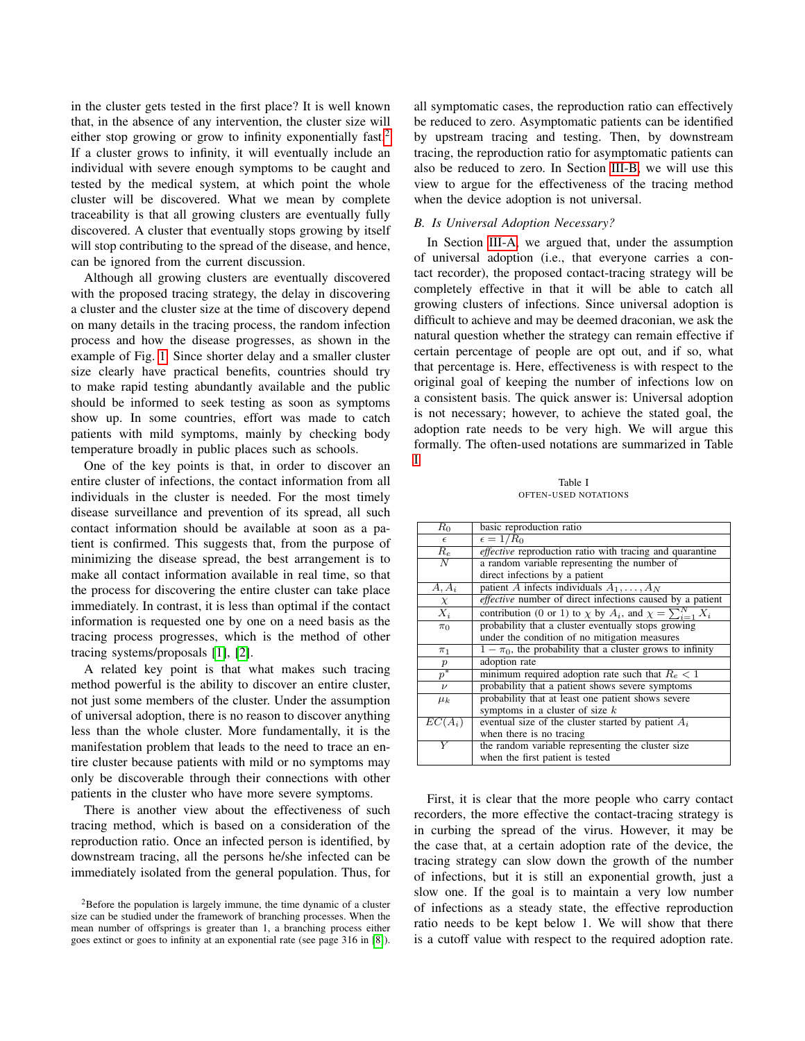in the cluster gets tested in the first place? It is well known that, in the absence of any intervention, the cluster size will either stop growing or grow to infinity exponentially fast.[2] If a cluster grows to infinity, it will eventually include an individual with severe enough symptoms to be caught and tested by the medical system, at which point the whole cluster will be discovered. What we mean by complete traceability is that all growing clusters are eventually fully discovered. A cluster that eventually stops growing by itself will stop contributing to the spread of the disease, and hence, can be ignored from the current discussion.

Although all growing clusters are eventually discovered with the proposed tracing strategy, the delay in discovering a cluster and the cluster size at the time of discovery depend on many details in the tracing process, the random infection process and how the disease progresses, as shown in the example of Fig. 1. Since shorter delay and a smaller cluster size clearly have practical benefits, countries should try to make rapid testing abundantly available and the public should be informed to seek testing as soon as symptoms show up. In some countries, effort was made to catch patients with mild symptoms, mainly by checking body temperature broadly in public places such as schools.

One of the key points is that, in order to discover an entire cluster of infections, the contact information from all individuals in the cluster is needed. For the most timely disease surveillance and prevention of its spread, all such contact information should be available as soon as a patient is confirmed. This suggests that, from the purpose of minimizing the disease spread, the best arrangement is to make all contact information available in real time, so that the process for discovering the entire cluster can take place immediately. In contrast, it is less than optimal if the contact information is requested one by one on a need basis as the tracing process progresses, which is the method of other tracing systems/proposals [1], [2].

A related key point is that what makes such tracing method powerful is the ability to discover an entire cluster, not just some members of the cluster. Under the assumption of universal adoption, there is no reason to discover anything less than the whole cluster. More fundamentally, it is the manifestation problem that leads to the need to trace an entire cluster because patients with mild or no symptoms may only be discoverable through their connections with other patients in the cluster who have more severe symptoms.

There is another view about the effectiveness of such tracing method, which is based on a consideration of the reproduction ratio. Once an infected person is identified, by downstream tracing, all the persons he/she infected can be immediately isolated from the general population. Thus, for all symptomatic cases, the reproduction ratio can effectively be reduced to zero. Asymptomatic patients can be identified by upstream tracing and testing. Then, by downstream tracing, the reproduction ratio for asymptomatic patients can also be reduced to zero. In Section III-B, we will use this view to argue for the effectiveness of the tracing method when the device adoption is not universal.

[2]Before the population is largely immune, the time dynamic of a cluster size can be studied under the framework of branching processes. When the mean number of offsprings is greater than 1, a branching process either goes extinct or goes to infinity at an exponential rate (see page 316 in [8]).

### B. Is Universal Adoption Necessary?

In Section III-A, we argued that, under the assumption of universal adoption (i.e., that everyone carries a contact recorder), the proposed contact-tracing strategy will be completely effective in that it will be able to catch all growing clusters of infections. Since universal adoption is difficult to achieve and may be deemed draconian, we ask the natural question whether the strategy can remain effective if certain percentage of people are opt out, and if so, what that percentage is. Here, effectiveness is with respect to the original goal of keeping the number of infections low on a consistent basis. The quick answer is: Universal adoption is not necessary; however, to achieve the stated goal, the adoption rate needs to be very high. We will argue this formally. The often-used notations are summarized in Table I.

Table I
OFTEN-USED NOTATIONS

| | |
|---|---|
| $R_0$ | basic reproduction ratio |
| $\epsilon$ | $\epsilon = 1/R_0$ |
| $R_e$ | *effective* reproduction ratio with tracing and quarantine |
| $N$ | a random variable representing the number of direct infections by a patient |
| $A, A_i$ | patient $A$ infects individuals $A_1, \ldots, A_N$ |
| $\chi$ | *effective* number of direct infections caused by a patient |
| $X_i$ | contribution (0 or 1) to $\chi$ by $A_i$, and $\chi = \sum_{i=1}^{N} X_i$ |
| $\pi_0$ | probability that a cluster eventually stops growing under the condition of no mitigation measures |
| $\pi_1$ | $1 - \pi_0$, the probability that a cluster grows to infinity |
| $p$ | adoption rate |
| $p^*$ | minimum required adoption rate such that $R_e < 1$ |
| $\nu$ | probability that a patient shows severe symptoms |
| $\mu_k$ | probability that at least one patient shows severe symptoms in a cluster of size $k$ |
| $EC(A_i)$ | eventual size of the cluster started by patient $A_i$ when there is no tracing |
| $Y$ | the random variable representing the cluster size when the first patient is tested |

First, it is clear that the more people who carry contact recorders, the more effective the contact-tracing strategy is in curbing the spread of the virus. However, it may be the case that, at a certain adoption rate of the device, the tracing strategy can slow down the growth of the number of infections, but it is still an exponential growth, just a slow one. If the goal is to maintain a very low number of infections as a steady state, the effective reproduction ratio needs to be kept below 1. We will show that there is a cutoff value with respect to the required adoption rate.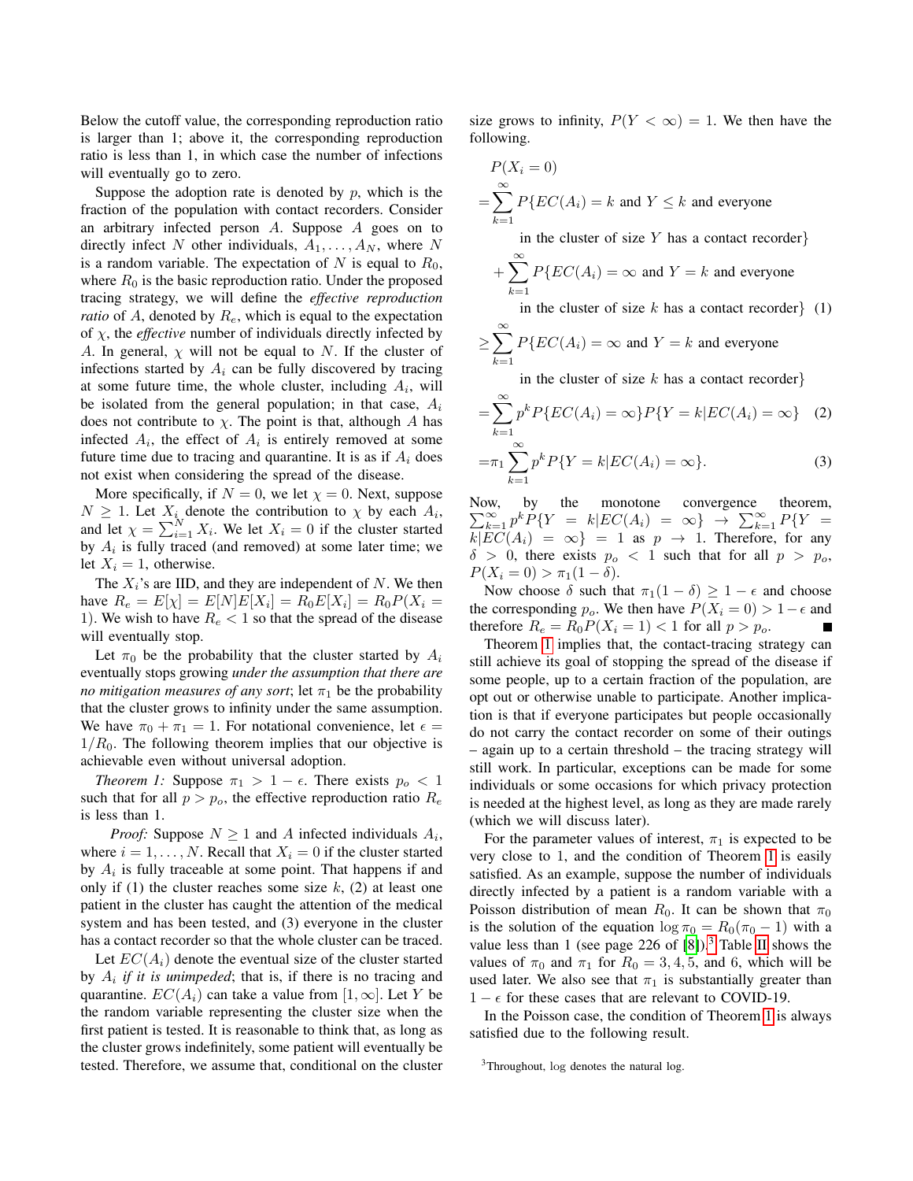Below the cutoff value, the corresponding reproduction ratio is larger than 1; above it, the corresponding reproduction ratio is less than 1, in which case the number of infections will eventually go to zero.

Suppose the adoption rate is denoted by $p$, which is the fraction of the population with contact recorders. Consider an arbitrary infected person $A$. Suppose $A$ goes on to directly infect $N$ other individuals, $A_1, \ldots, A_N$, where $N$ is a random variable. The expectation of $N$ is equal to $R_0$, where $R_0$ is the basic reproduction ratio. Under the proposed tracing strategy, we will define the *effective reproduction ratio* of $A$, denoted by $R_e$, which is equal to the expectation of $\chi$, the *effective* number of individuals directly infected by $A$. In general, $\chi$ will not be equal to $N$. If the cluster of infections started by $A_i$ can be fully discovered by tracing at some future time, the whole cluster, including $A_i$, will be isolated from the general population; in that case, $A_i$ does not contribute to $\chi$. The point is that, although $A$ has infected $A_i$, the effect of $A_i$ is entirely removed at some future time due to tracing and quarantine. It is as if $A_i$ does not exist when considering the spread of the disease.

More specifically, if $N = 0$, we let $\chi = 0$. Next, suppose $N \geq 1$. Let $X_i$ denote the contribution to $\chi$ by each $A_i$, and let $\chi = \sum_{i=1}^{N} X_i$. We let $X_i = 0$ if the cluster started by $A_i$ is fully traced (and removed) at some later time; we let $X_i = 1$, otherwise.

The $X_i$'s are IID, and they are independent of $N$. We then have $R_e = E[\chi] = E[N]E[X_i] = R_0 E[X_i] = R_0 P(X_i = 1)$. We wish to have $R_e < 1$ so that the spread of the disease will eventually stop.

Let $\pi_0$ be the probability that the cluster started by $A_i$ eventually stops growing *under the assumption that there are no mitigation measures of any sort*; let $\pi_1$ be the probability that the cluster grows to infinity under the same assumption. We have $\pi_0 + \pi_1 = 1$. For notational convenience, let $\epsilon = 1/R_0$. The following theorem implies that our objective is achievable even without universal adoption.

*Theorem 1:* Suppose $\pi_1 > 1 - \epsilon$. There exists $p_o < 1$ such that for all $p > p_o$, the effective reproduction ratio $R_e$ is less than 1.

*Proof:* Suppose $N \geq 1$ and $A$ infected individuals $A_i$, where $i = 1, \ldots, N$. Recall that $X_i = 0$ if the cluster started by $A_i$ is fully traceable at some point. That happens if and only if (1) the cluster reaches some size $k$, (2) at least one patient in the cluster has caught the attention of the medical system and has been tested, and (3) everyone in the cluster has a contact recorder so that the whole cluster can be traced.

Let $EC(A_i)$ denote the eventual size of the cluster started by $A_i$ *if it is unimpeded*; that is, if there is no tracing and quarantine. $EC(A_i)$ can take a value from $[1, \infty]$. Let $Y$ be the random variable representing the cluster size when the first patient is tested. It is reasonable to think that, as long as the cluster grows indefinitely, some patient will eventually be tested. Therefore, we assume that, conditional on the cluster size grows to infinity, $P(Y < \infty) = 1$. We then have the following.

$$
\begin{aligned}
& P(X_i = 0) \\
=& \sum_{k=1}^{\infty} P\{EC(A_i) = k \text{ and } Y \leq k \text{ and everyone} \\
& \quad \text{in the cluster of size } Y \text{ has a contact recorder}\} \\
& + \sum_{k=1}^{\infty} P\{EC(A_i) = \infty \text{ and } Y = k \text{ and everyone} \\
& \quad \text{in the cluster of size } k \text{ has a contact recorder}\} \quad (1) \\
\geq& \sum_{k=1}^{\infty} P\{EC(A_i) = \infty \text{ and } Y = k \text{ and everyone} \\
& \quad \text{in the cluster of size } k \text{ has a contact recorder}\} \\
=& \sum_{k=1}^{\infty} p^k P\{EC(A_i) = \infty\} P\{Y = k | EC(A_i) = \infty\} \quad (2) \\
=& \pi_1 \sum_{k=1}^{\infty} p^k P\{Y = k | EC(A_i) = \infty\}. \quad (3)
\end{aligned}
$$

Now, by the monotone convergence theorem, $\sum_{k=1}^{\infty} p^k P\{Y = k | EC(A_i) = \infty\} \to \sum_{k=1}^{\infty} P\{Y = k | EC(A_i) = \infty\} = 1$ as $p \to 1$. Therefore, for any $\delta > 0$, there exists $p_o < 1$ such that for all $p > p_o$, $P(X_i = 0) > \pi_1(1 - \delta)$.

Now choose $\delta$ such that $\pi_1(1 - \delta) \geq 1 - \epsilon$ and choose the corresponding $p_o$. We then have $P(X_i = 0) > 1 - \epsilon$ and therefore $R_e = R_0 P(X_i = 1) < 1$ for all $p > p_o$. ∎

Theorem 1 implies that, the contact-tracing strategy can still achieve its goal of stopping the spread of the disease if some people, up to a certain fraction of the population, are opt out or otherwise unable to participate. Another implication is that if everyone participates but people occasionally do not carry the contact recorder on some of their outings – again up to a certain threshold – the tracing strategy will still work. In particular, exceptions can be made for some individuals or some occasions for which privacy protection is needed at the highest level, as long as they are made rarely (which we will discuss later).

For the parameter values of interest, $\pi_1$ is expected to be very close to 1, and the condition of Theorem 1 is easily satisfied. As an example, suppose the number of individuals directly infected by a patient is a random variable with a Poisson distribution of mean $R_0$. It can be shown that $\pi_0$ is the solution of the equation $\log \pi_0 = R_0(\pi_0 - 1)$ with a value less than 1 (see page 226 of [8]).[3] Table II shows the values of $\pi_0$ and $\pi_1$ for $R_0 = 3, 4, 5$, and 6, which will be used later. We also see that $\pi_1$ is substantially greater than $1 - \epsilon$ for these cases that are relevant to COVID-19.

In the Poisson case, the condition of Theorem 1 is always satisfied due to the following result.

[3] Throughout, log denotes the natural log.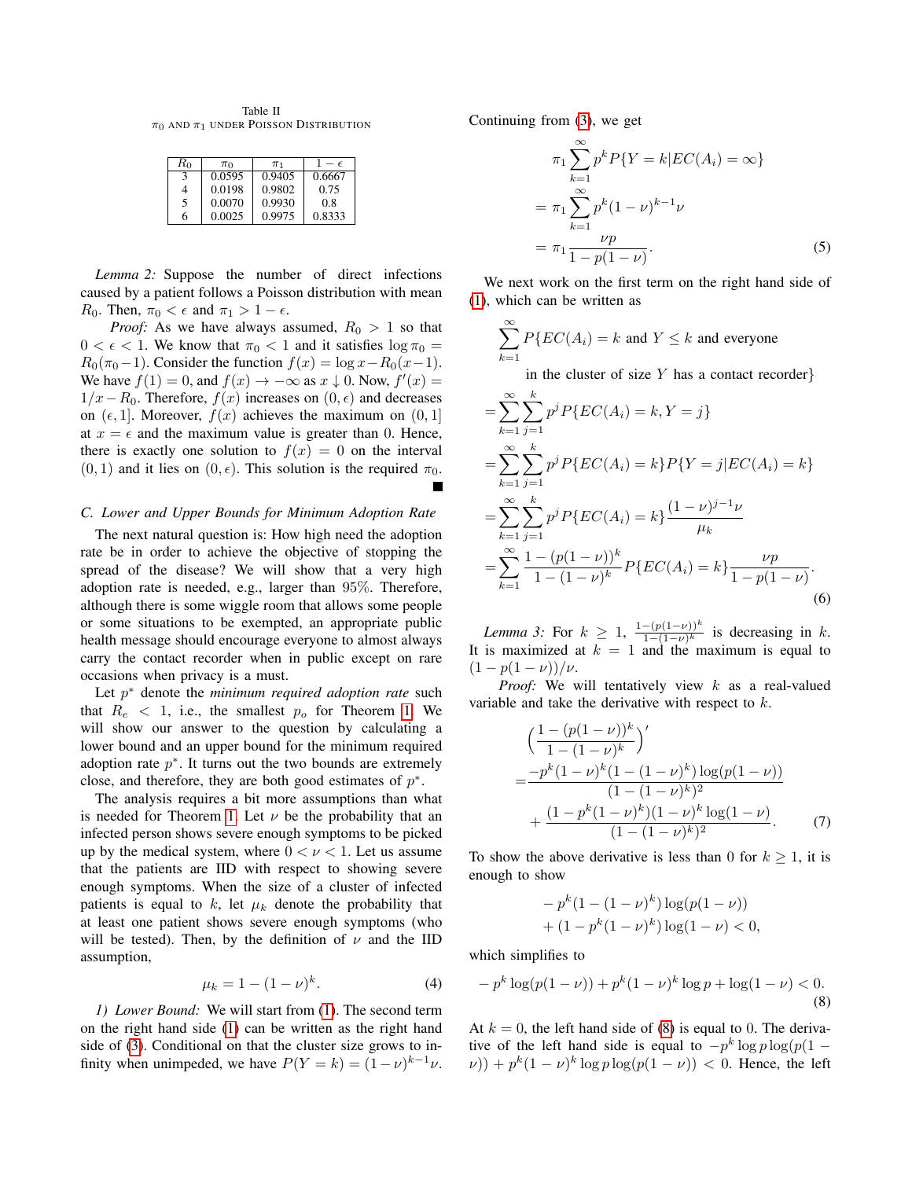Table II
$\pi_0$ AND $\pi_1$ UNDER POISSON DISTRIBUTION

| $R_0$ | $\pi_0$ | $\pi_1$ | $1-\epsilon$ |
|---|---|---|---|
| 3 | 0.0595 | 0.9405 | 0.6667 |
| 4 | 0.0198 | 0.9802 | 0.75 |
| 5 | 0.0070 | 0.9930 | 0.8 |
| 6 | 0.0025 | 0.9975 | 0.8333 |

*Lemma 2:* Suppose the number of direct infections caused by a patient follows a Poisson distribution with mean $R_0$. Then, $\pi_0 < \epsilon$ and $\pi_1 > 1 - \epsilon$.

*Proof:* As we have always assumed, $R_0 > 1$ so that $0 < \epsilon < 1$. We know that $\pi_0 < 1$ and it satisfies $\log \pi_0 = R_0(\pi_0 - 1)$. Consider the function $f(x) = \log x - R_0(x-1)$. We have $f(1) = 0$, and $f(x) \to -\infty$ as $x \downarrow 0$. Now, $f'(x) = 1/x - R_0$. Therefore, $f(x)$ increases on $(0, \epsilon)$ and decreases on $(\epsilon, 1]$. Moreover, $f(x)$ achieves the maximum on $(0, 1]$ at $x = \epsilon$ and the maximum value is greater than 0. Hence, there is exactly one solution to $f(x) = 0$ on the interval $(0, 1)$ and it lies on $(0, \epsilon)$. This solution is the required $\pi_0$. ∎

### C. Lower and Upper Bounds for Minimum Adoption Rate

The next natural question is: How high need the adoption rate be in order to achieve the objective of stopping the spread of the disease? We will show that a very high adoption rate is needed, e.g., larger than 95%. Therefore, although there is some wiggle room that allows some people or some situations to be exempted, an appropriate public health message should encourage everyone to almost always carry the contact recorder when in public except on rare occasions when privacy is a must.

Let $p^*$ denote the *minimum required adoption rate* such that $R_e < 1$, i.e., the smallest $p_o$ for Theorem 1. We will show our answer to the question by calculating a lower bound and an upper bound for the minimum required adoption rate $p^*$. It turns out the two bounds are extremely close, and therefore, they are both good estimates of $p^*$.

The analysis requires a bit more assumptions than what is needed for Theorem 1. Let $\nu$ be the probability that an infected person shows severe enough symptoms to be picked up by the medical system, where $0 < \nu < 1$. Let us assume that the patients are IID with respect to showing severe enough symptoms. When the size of a cluster of infected patients is equal to $k$, let $\mu_k$ denote the probability that at least one patient shows severe enough symptoms (who will be tested). Then, by the definition of $\nu$ and the IID assumption,

$$\mu_k = 1 - (1-\nu)^k. \tag{4}$$

*1) Lower Bound:* We will start from (1). The second term on the right hand side (1) can be written as the right hand side of (3). Conditional on that the cluster size grows to infinity when unimpeded, we have $P(Y = k) = (1-\nu)^{k-1}\nu$.

Continuing from (3), we get

$$\begin{aligned}
&\pi_1 \sum_{k=1}^{\infty} p^k P\{Y = k | EC(A_i) = \infty\} \\
&= \pi_1 \sum_{k=1}^{\infty} p^k (1-\nu)^{k-1}\nu \\
&= \pi_1 \frac{\nu p}{1 - p(1-\nu)}.
\end{aligned} \tag{5}$$

We next work on the first term on the right hand side of (1), which can be written as

$$\begin{aligned}
&\sum_{k=1}^{\infty} P\{EC(A_i) = k \text{ and } Y \le k \text{ and everyone} \\
&\qquad \text{in the cluster of size } Y \text{ has a contact recorder}\} \\
&= \sum_{k=1}^{\infty}\sum_{j=1}^{k} p^j P\{EC(A_i) = k, Y = j\} \\
&= \sum_{k=1}^{\infty}\sum_{j=1}^{k} p^j P\{EC(A_i) = k\} P\{Y = j | EC(A_i) = k\} \\
&= \sum_{k=1}^{\infty}\sum_{j=1}^{k} p^j P\{EC(A_i) = k\} \frac{(1-\nu)^{j-1}\nu}{\mu_k} \\
&= \sum_{k=1}^{\infty} \frac{1 - (p(1-\nu))^k}{1 - (1-\nu)^k} P\{EC(A_i) = k\} \frac{\nu p}{1 - p(1-\nu)}.
\end{aligned} \tag{6}$$

*Lemma 3:* For $k \ge 1$, $\frac{1-(p(1-\nu))^k}{1-(1-\nu)^k}$ is decreasing in $k$. It is maximized at $k = 1$ and the maximum is equal to $(1 - p(1-\nu))/\nu$.

*Proof:* We will tentatively view $k$ as a real-valued variable and take the derivative with respect to $k$.

$$\begin{aligned}
&\Big(\frac{1-(p(1-\nu))^k}{1-(1-\nu)^k}\Big)' \\
=& \frac{-p^k(1-\nu)^k(1-(1-\nu)^k)\log(p(1-\nu))}{(1-(1-\nu)^k)^2} \\
&+ \frac{(1-p^k(1-\nu)^k)(1-\nu)^k \log(1-\nu)}{(1-(1-\nu)^k)^2}.
\end{aligned} \tag{7}$$

To show the above derivative is less than 0 for $k \ge 1$, it is enough to show

$$\begin{aligned}
&-p^k(1-(1-\nu)^k)\log(p(1-\nu)) \\
&+ (1-p^k(1-\nu)^k)\log(1-\nu) < 0,
\end{aligned}$$

which simplifies to

$$-p^k \log(p(1-\nu)) + p^k(1-\nu)^k \log p + \log(1-\nu) < 0. \tag{8}$$

At $k = 0$, the left hand side of (8) is equal to 0. The derivative of the left hand side is equal to $-p^k \log p \log(p(1-\nu)) + p^k(1-\nu)^k \log p \log(p(1-\nu)) < 0$. Hence, the left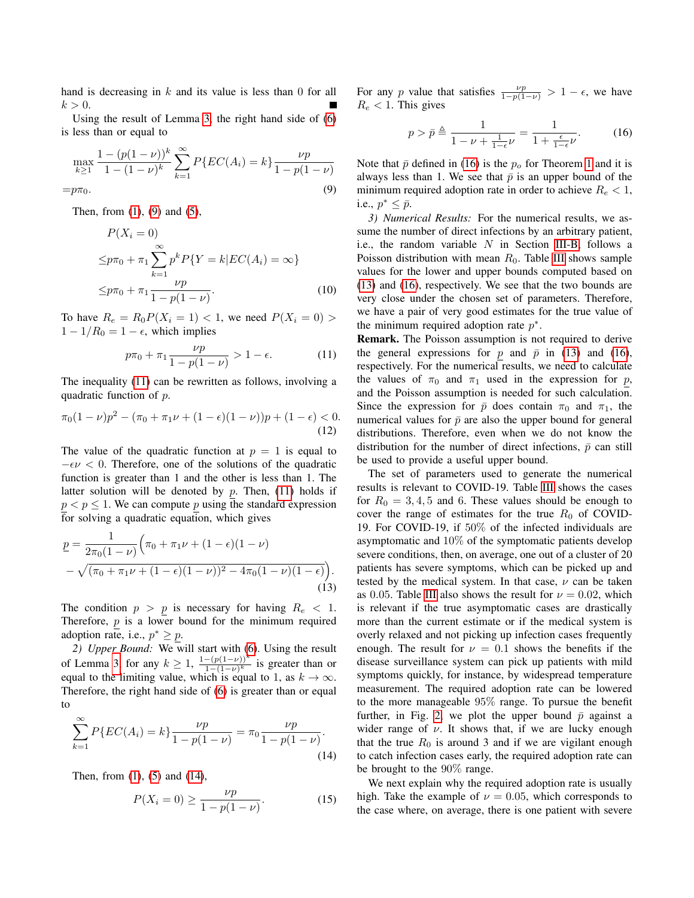hand is decreasing in $k$ and its value is less than 0 for all $k > 0$. ■

Using the result of Lemma 3, the right hand side of (6) is less than or equal to

$$\max_{k\geq 1} \frac{1-(p(1-\nu))^k}{1-(1-\nu)^k} \sum_{k=1}^{\infty} P\{EC(A_i)=k\} \frac{\nu p}{1-p(1-\nu)}$$
$$= p\pi_0. \tag{9}$$

Then, from (1), (9) and (5),

$$\begin{aligned} &P(X_i = 0) \\ &\leq p\pi_0 + \pi_1 \sum_{k=1}^{\infty} p^k P\{Y=k|EC(A_i)=\infty\} \\ &\leq p\pi_0 + \pi_1 \frac{\nu p}{1-p(1-\nu)}. \end{aligned} \tag{10}$$

To have $R_e = R_0 P(X_i = 1) < 1$, we need $P(X_i = 0) > 1 - 1/R_0 = 1 - \epsilon$, which implies

$$p\pi_0 + \pi_1 \frac{\nu p}{1-p(1-\nu)} > 1 - \epsilon. \tag{11}$$

The inequality (11) can be rewritten as follows, involving a quadratic function of $p$.

$$\pi_0(1-\nu)p^2 - (\pi_0 + \pi_1\nu + (1-\epsilon)(1-\nu))p + (1-\epsilon) < 0. \tag{12}$$

The value of the quadratic function at $p = 1$ is equal to $-\epsilon\nu < 0$. Therefore, one of the solutions of the quadratic function is greater than 1 and the other is less than 1. The latter solution will be denoted by $\underline{p}$. Then, (11) holds if $\underline{p} < p \leq 1$. We can compute $\underline{p}$ using the standard expression for solving a quadratic equation, which gives

$$\begin{aligned} \underline{p} = &\frac{1}{2\pi_0(1-\nu)} \Big( \pi_0 + \pi_1\nu + (1-\epsilon)(1-\nu) \\ &- \sqrt{(\pi_0 + \pi_1\nu + (1-\epsilon)(1-\nu))^2 - 4\pi_0(1-\nu)(1-\epsilon)} \Big). \end{aligned} \tag{13}$$

The condition $p > \underline{p}$ is necessary for having $R_e < 1$. Therefore, $\underline{p}$ is a lower bound for the minimum required adoption rate, i.e., $p^* \geq \underline{p}$.

*2) Upper Bound:* We will start with (6). Using the result of Lemma 3, for any $k \geq 1$, $\frac{1-(p(1-\nu))^k}{1-(1-\nu)^k}$ is greater than or equal to the limiting value, which is equal to 1, as $k \to \infty$. Therefore, the right hand side of (6) is greater than or equal to

$$\sum_{k=1}^{\infty} P\{EC(A_i)=k\} \frac{\nu p}{1-p(1-\nu)} = \pi_0 \frac{\nu p}{1-p(1-\nu)}. \tag{14}$$

Then, from (1), (5) and (14),

$$P(X_i = 0) \geq \frac{\nu p}{1-p(1-\nu)}. \tag{15}$$

For any $p$ value that satisfies $\frac{\nu p}{1-p(1-\nu)} > 1 - \epsilon$, we have $R_e < 1$. This gives

$$p > \bar{p} \triangleq \frac{1}{1-\nu+\frac{1}{1-\epsilon}\nu} = \frac{1}{1+\frac{\epsilon}{1-\epsilon}\nu}. \tag{16}$$

Note that $\bar{p}$ defined in (16) is the $p_o$ for Theorem 1 and it is always less than 1. We see that $\bar{p}$ is an upper bound of the minimum required adoption rate in order to achieve $R_e < 1$, i.e., $p^* \leq \bar{p}$.

*3) Numerical Results:* For the numerical results, we assume the number of direct infections by an arbitrary patient, i.e., the random variable $N$ in Section III-B, follows a Poisson distribution with mean $R_0$. Table III shows sample values for the lower and upper bounds computed based on (13) and (16), respectively. We see that the two bounds are very close under the chosen set of parameters. Therefore, we have a pair of very good estimates for the true value of the minimum required adoption rate $p^*$.

**Remark.** The Poisson assumption is not required to derive the general expressions for $\underline{p}$ and $\bar{p}$ in (13) and (16), respectively. For the numerical results, we need to calculate the values of $\pi_0$ and $\pi_1$ used in the expression for $\underline{p}$, and the Poisson assumption is needed for such calculation. Since the expression for $\bar{p}$ does contain $\pi_0$ and $\pi_1$, the numerical values for $\bar{p}$ are also the upper bound for general distributions. Therefore, even when we do not know the distribution for the number of direct infections, $\bar{p}$ can still be used to provide a useful upper bound.

The set of parameters used to generate the numerical results is relevant to COVID-19. Table III shows the cases for $R_0 = 3, 4, 5$ and 6. These values should be enough to cover the range of estimates for the true $R_0$ of COVID-19. For COVID-19, if 50% of the infected individuals are asymptomatic and 10% of the symptomatic patients develop severe conditions, then, on average, one out of a cluster of 20 patients has severe symptoms, which can be picked up and tested by the medical system. In that case, $\nu$ can be taken as 0.05. Table III also shows the result for $\nu = 0.02$, which is relevant if the true asymptomatic cases are drastically more than the current estimate or if the medical system is overly relaxed and not picking up infection cases frequently enough. The result for $\nu = 0.1$ shows the benefits if the disease surveillance system can pick up patients with mild symptoms quickly, for instance, by widespread temperature measurement. The required adoption rate can be lowered to the more manageable 95% range. To pursue the benefit further, in Fig. 2, we plot the upper bound $\bar{p}$ against a wider range of $\nu$. It shows that, if we are lucky enough that the true $R_0$ is around 3 and if we are vigilant enough to catch infection cases early, the required adoption rate can be brought to the 90% range.

We next explain why the required adoption rate is usually high. Take the example of $\nu = 0.05$, which corresponds to the case where, on average, there is one patient with severe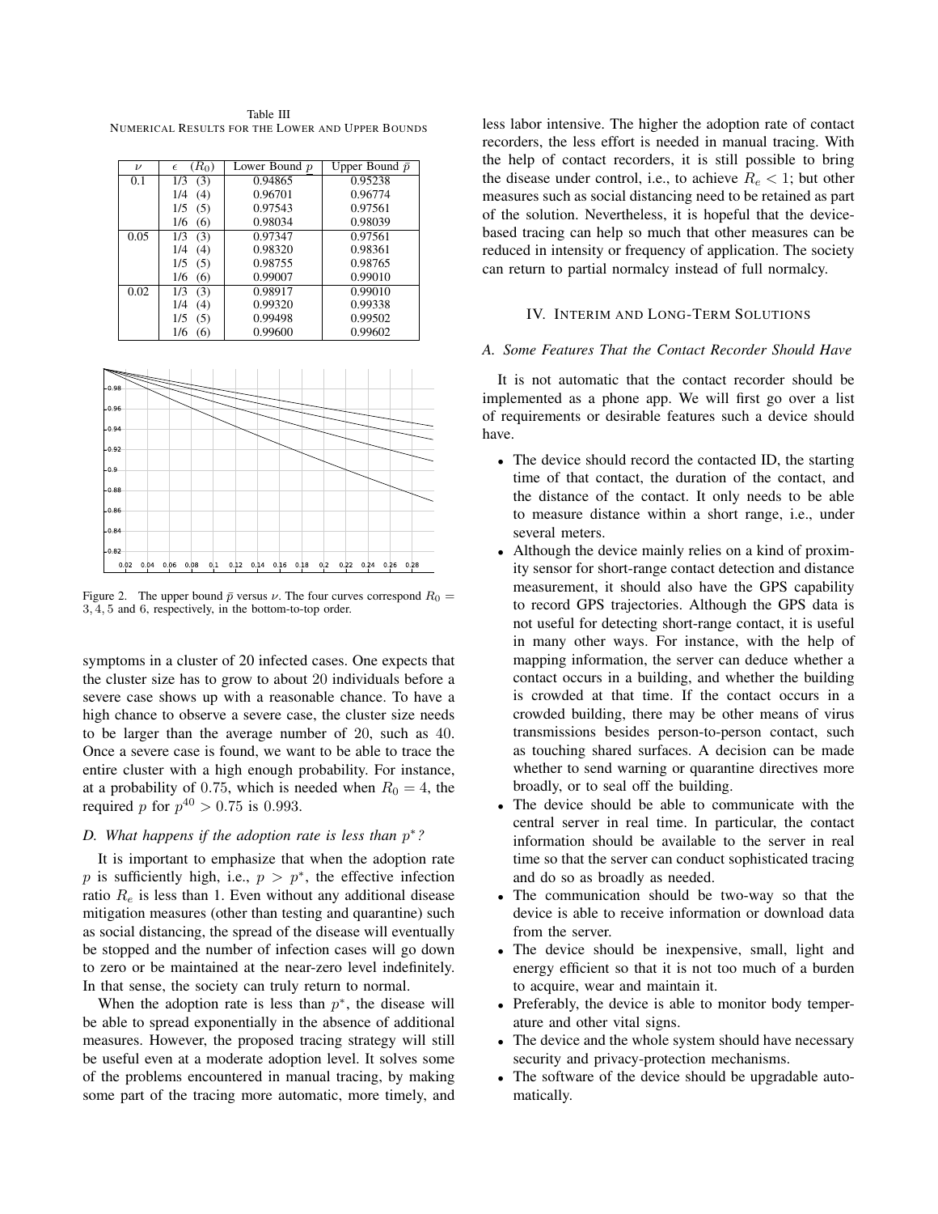Table III
NUMERICAL RESULTS FOR THE LOWER AND UPPER BOUNDS

| $\nu$ | $\epsilon$ $(R_0)$ | Lower Bound $\underline{p}$ | Upper Bound $\bar{p}$ |
|---|---|---|---|
| 0.1 | 1/3 (3) | 0.94865 | 0.95238 |
| | 1/4 (4) | 0.96701 | 0.96774 |
| | 1/5 (5) | 0.97543 | 0.97561 |
| | 1/6 (6) | 0.98034 | 0.98039 |
| 0.05 | 1/3 (3) | 0.97347 | 0.97561 |
| | 1/4 (4) | 0.98320 | 0.98361 |
| | 1/5 (5) | 0.98755 | 0.98765 |
| | 1/6 (6) | 0.99007 | 0.99010 |
| 0.02 | 1/3 (3) | 0.98917 | 0.99010 |
| | 1/4 (4) | 0.99320 | 0.99338 |
| | 1/5 (5) | 0.99498 | 0.99502 |
| | 1/6 (6) | 0.99600 | 0.99602 |

Figure 2. The upper bound $\bar{p}$ versus $\nu$. The four curves correspond $R_0 = 3, 4, 5$ and $6$, respectively, in the bottom-to-top order.

symptoms in a cluster of 20 infected cases. One expects that the cluster size has to grow to about 20 individuals before a severe case shows up with a reasonable chance. To have a high chance to observe a severe case, the cluster size needs to be larger than the average number of 20, such as 40. Once a severe case is found, we want to be able to trace the entire cluster with a high enough probability. For instance, at a probability of 0.75, which is needed when $R_0 = 4$, the required $p$ for $p^{40} > 0.75$ is 0.993.

### D. What happens if the adoption rate is less than $p^*$?

It is important to emphasize that when the adoption rate $p$ is sufficiently high, i.e., $p > p^*$, the effective infection ratio $R_e$ is less than 1. Even without any additional disease mitigation measures (other than testing and quarantine) such as social distancing, the spread of the disease will eventually be stopped and the number of infection cases will go down to zero or be maintained at the near-zero level indefinitely. In that sense, the society can truly return to normal.

When the adoption rate is less than $p^*$, the disease will be able to spread exponentially in the absence of additional measures. However, the proposed tracing strategy will still be useful even at a moderate adoption level. It solves some of the problems encountered in manual tracing, by making some part of the tracing more automatic, more timely, and less labor intensive. The higher the adoption rate of contact recorders, the less effort is needed in manual tracing. With the help of contact recorders, it is still possible to bring the disease under control, i.e., to achieve $R_e < 1$; but other measures such as social distancing need to be retained as part of the solution. Nevertheless, it is hopeful that the device-based tracing can help so much that other measures can be reduced in intensity or frequency of application. The society can return to partial normalcy instead of full normalcy.

## IV. INTERIM AND LONG-TERM SOLUTIONS

### A. Some Features That the Contact Recorder Should Have

It is not automatic that the contact recorder should be implemented as a phone app. We will first go over a list of requirements or desirable features such a device should have.

- The device should record the contacted ID, the starting time of that contact, the duration of the contact, and the distance of the contact. It only needs to be able to measure distance within a short range, i.e., under several meters.
- Although the device mainly relies on a kind of proximity sensor for short-range contact detection and distance measurement, it should also have the GPS capability to record GPS trajectories. Although the GPS data is not useful for detecting short-range contact, it is useful in many other ways. For instance, with the help of mapping information, the server can deduce whether a contact occurs in a building, and whether the building is crowded at that time. If the contact occurs in a crowded building, there may be other means of virus transmissions besides person-to-person contact, such as touching shared surfaces. A decision can be made whether to send warning or quarantine directives more broadly, or to seal off the building.
- The device should be able to communicate with the central server in real time. In particular, the contact information should be available to the server in real time so that the server can conduct sophisticated tracing and do so as broadly as needed.
- The communication should be two-way so that the device is able to receive information or download data from the server.
- The device should be inexpensive, small, light and energy efficient so that it is not too much of a burden to acquire, wear and maintain it.
- Preferably, the device is able to monitor body temperature and other vital signs.
- The device and the whole system should have necessary security and privacy-protection mechanisms.
- The software of the device should be upgradable automatically.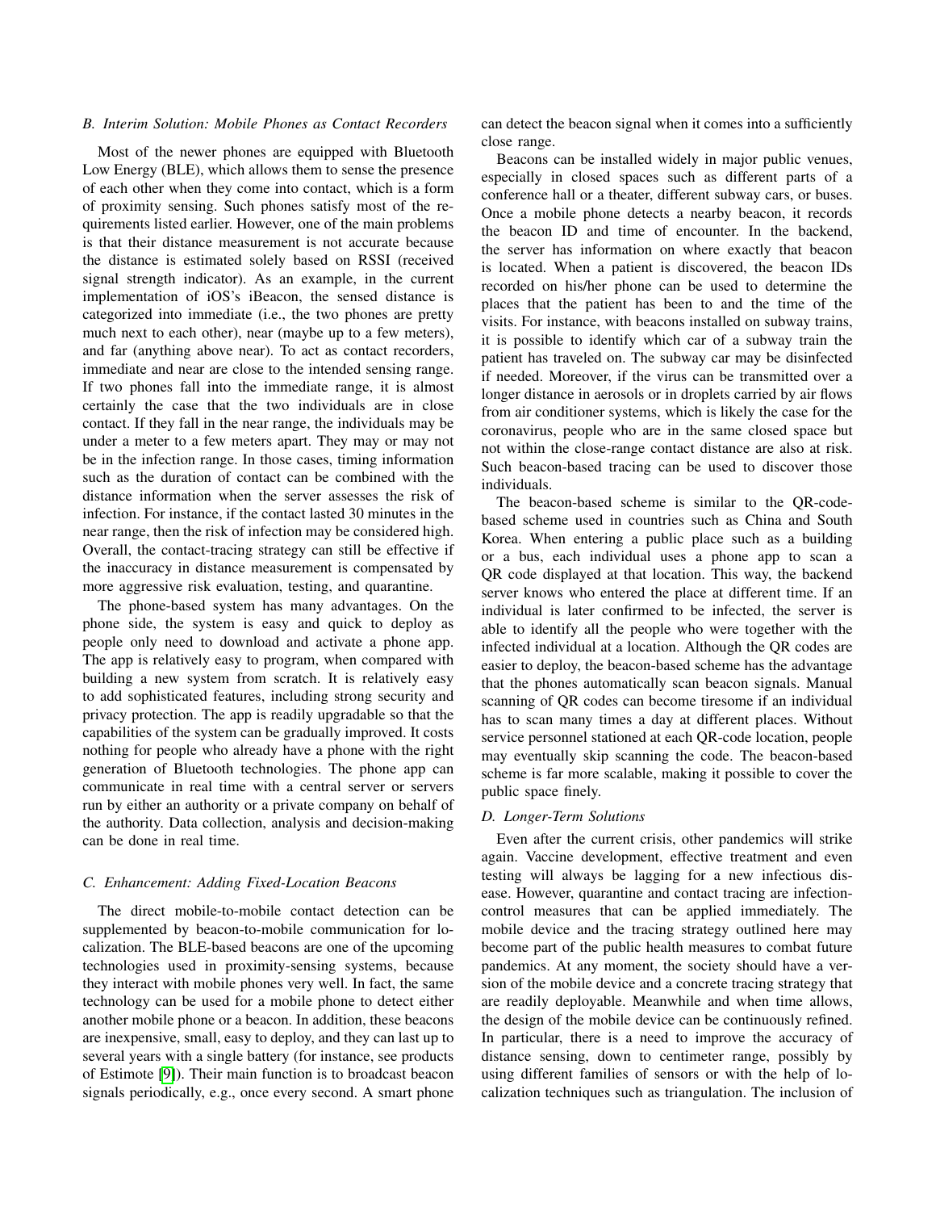### B. Interim Solution: Mobile Phones as Contact Recorders

Most of the newer phones are equipped with Bluetooth Low Energy (BLE), which allows them to sense the presence of each other when they come into contact, which is a form of proximity sensing. Such phones satisfy most of the requirements listed earlier. However, one of the main problems is that their distance measurement is not accurate because the distance is estimated solely based on RSSI (received signal strength indicator). As an example, in the current implementation of iOS's iBeacon, the sensed distance is categorized into immediate (i.e., the two phones are pretty much next to each other), near (maybe up to a few meters), and far (anything above near). To act as contact recorders, immediate and near are close to the intended sensing range. If two phones fall into the immediate range, it is almost certainly the case that the two individuals are in close contact. If they fall in the near range, the individuals may be under a meter to a few meters apart. They may or may not be in the infection range. In those cases, timing information such as the duration of contact can be combined with the distance information when the server assesses the risk of infection. For instance, if the contact lasted 30 minutes in the near range, then the risk of infection may be considered high. Overall, the contact-tracing strategy can still be effective if the inaccuracy in distance measurement is compensated by more aggressive risk evaluation, testing, and quarantine.

The phone-based system has many advantages. On the phone side, the system is easy and quick to deploy as people only need to download and activate a phone app. The app is relatively easy to program, when compared with building a new system from scratch. It is relatively easy to add sophisticated features, including strong security and privacy protection. The app is readily upgradable so that the capabilities of the system can be gradually improved. It costs nothing for people who already have a phone with the right generation of Bluetooth technologies. The phone app can communicate in real time with a central server or servers run by either an authority or a private company on behalf of the authority. Data collection, analysis and decision-making can be done in real time.

### C. Enhancement: Adding Fixed-Location Beacons

The direct mobile-to-mobile contact detection can be supplemented by beacon-to-mobile communication for localization. The BLE-based beacons are one of the upcoming technologies used in proximity-sensing systems, because they interact with mobile phones very well. In fact, the same technology can be used for a mobile phone to detect either another mobile phone or a beacon. In addition, these beacons are inexpensive, small, easy to deploy, and they can last up to several years with a single battery (for instance, see products of Estimote [9]). Their main function is to broadcast beacon signals periodically, e.g., once every second. A smart phone can detect the beacon signal when it comes into a sufficiently close range.

Beacons can be installed widely in major public venues, especially in closed spaces such as different parts of a conference hall or a theater, different subway cars, or buses. Once a mobile phone detects a nearby beacon, it records the beacon ID and time of encounter. In the backend, the server has information on where exactly that beacon is located. When a patient is discovered, the beacon IDs recorded on his/her phone can be used to determine the places that the patient has been to and the time of the visits. For instance, with beacons installed on subway trains, it is possible to identify which car of a subway train the patient has traveled on. The subway car may be disinfected if needed. Moreover, if the virus can be transmitted over a longer distance in aerosols or in droplets carried by air flows from air conditioner systems, which is likely the case for the coronavirus, people who are in the same closed space but not within the close-range contact distance are also at risk. Such beacon-based tracing can be used to discover those individuals.

The beacon-based scheme is similar to the QR-code-based scheme used in countries such as China and South Korea. When entering a public place such as a building or a bus, each individual uses a phone app to scan a QR code displayed at that location. This way, the backend server knows who entered the place at different time. If an individual is later confirmed to be infected, the server is able to identify all the people who were together with the infected individual at a location. Although the QR codes are easier to deploy, the beacon-based scheme has the advantage that the phones automatically scan beacon signals. Manual scanning of QR codes can become tiresome if an individual has to scan many times a day at different places. Without service personnel stationed at each QR-code location, people may eventually skip scanning the code. The beacon-based scheme is far more scalable, making it possible to cover the public space finely.

### D. Longer-Term Solutions

Even after the current crisis, other pandemics will strike again. Vaccine development, effective treatment and even testing will always be lagging for a new infectious disease. However, quarantine and contact tracing are infection-control measures that can be applied immediately. The mobile device and the tracing strategy outlined here may become part of the public health measures to combat future pandemics. At any moment, the society should have a version of the mobile device and a concrete tracing strategy that are readily deployable. Meanwhile and when time allows, the design of the mobile device can be continuously refined. In particular, there is a need to improve the accuracy of distance sensing, down to centimeter range, possibly by using different families of sensors or with the help of localization techniques such as triangulation. The inclusion of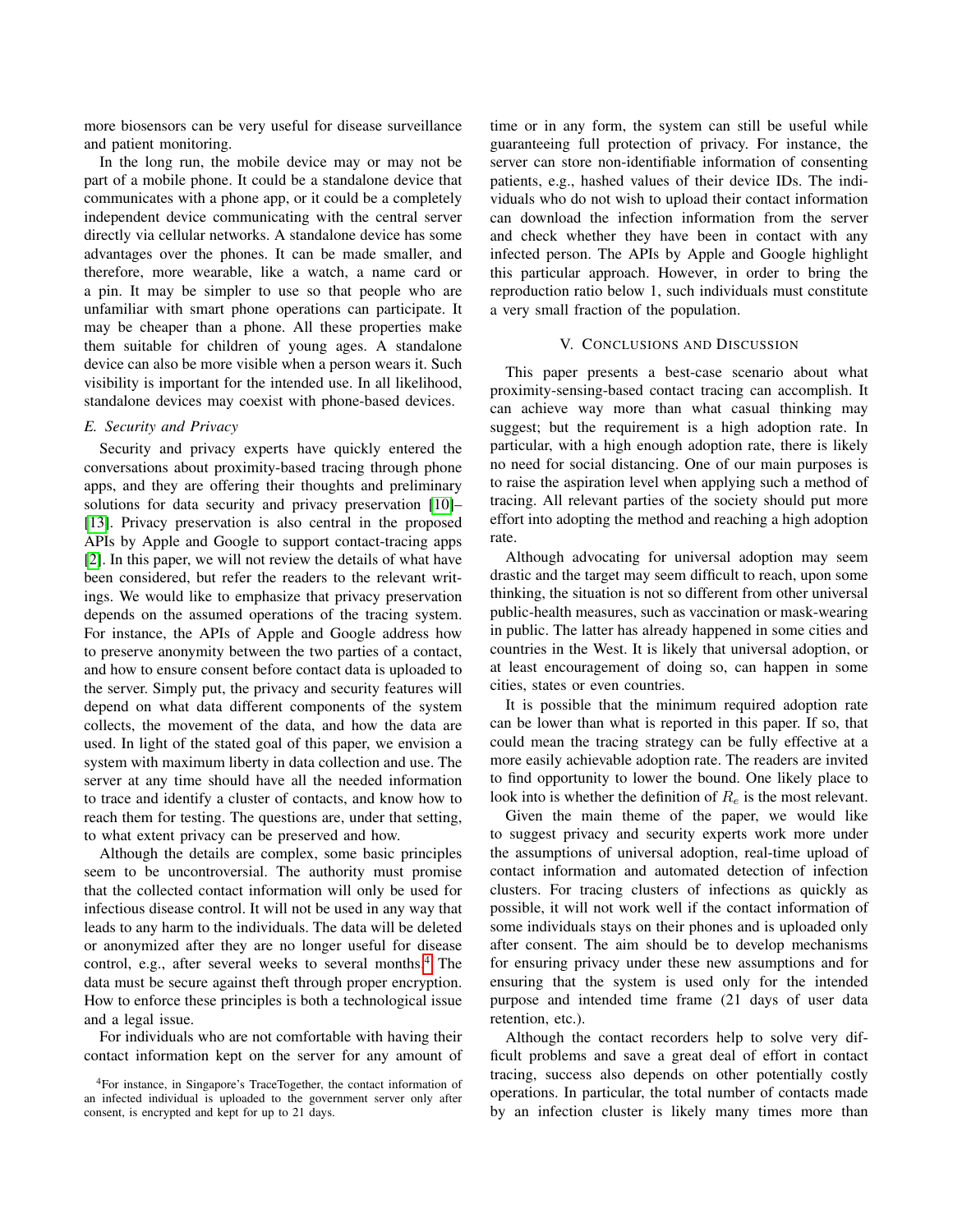more biosensors can be very useful for disease surveillance and patient monitoring.

In the long run, the mobile device may or may not be part of a mobile phone. It could be a standalone device that communicates with a phone app, or it could be a completely independent device communicating with the central server directly via cellular networks. A standalone device has some advantages over the phones. It can be made smaller, and therefore, more wearable, like a watch, a name card or a pin. It may be simpler to use so that people who are unfamiliar with smart phone operations can participate. It may be cheaper than a phone. All these properties make them suitable for children of young ages. A standalone device can also be more visible when a person wears it. Such visibility is important for the intended use. In all likelihood, standalone devices may coexist with phone-based devices.

### *E. Security and Privacy*

Security and privacy experts have quickly entered the conversations about proximity-based tracing through phone apps, and they are offering their thoughts and preliminary solutions for data security and privacy preservation [10]–[13]. Privacy preservation is also central in the proposed APIs by Apple and Google to support contact-tracing apps [2]. In this paper, we will not review the details of what have been considered, but refer the readers to the relevant writings. We would like to emphasize that privacy preservation depends on the assumed operations of the tracing system. For instance, the APIs of Apple and Google address how to preserve anonymity between the two parties of a contact, and how to ensure consent before contact data is uploaded to the server. Simply put, the privacy and security features will depend on what data different components of the system collects, the movement of the data, and how the data are used. In light of the stated goal of this paper, we envision a system with maximum liberty in data collection and use. The server at any time should have all the needed information to trace and identify a cluster of contacts, and know how to reach them for testing. The questions are, under that setting, to what extent privacy can be preserved and how.

Although the details are complex, some basic principles seem to be uncontroversial. The authority must promise that the collected contact information will only be used for infectious disease control. It will not be used in any way that leads to any harm to the individuals. The data will be deleted or anonymized after they are no longer useful for disease control, e.g., after several weeks to several months.[4] The data must be secure against theft through proper encryption. How to enforce these principles is both a technological issue and a legal issue.

For individuals who are not comfortable with having their contact information kept on the server for any amount of time or in any form, the system can still be useful while guaranteeing full protection of privacy. For instance, the server can store non-identifiable information of consenting patients, e.g., hashed values of their device IDs. The individuals who do not wish to upload their contact information can download the infection information from the server and check whether they have been in contact with any infected person. The APIs by Apple and Google highlight this particular approach. However, in order to bring the reproduction ratio below 1, such individuals must constitute a very small fraction of the population.

## V. Conclusions and Discussion

This paper presents a best-case scenario about what proximity-sensing-based contact tracing can accomplish. It can achieve way more than what casual thinking may suggest; but the requirement is a high adoption rate. In particular, with a high enough adoption rate, there is likely no need for social distancing. One of our main purposes is to raise the aspiration level when applying such a method of tracing. All relevant parties of the society should put more effort into adopting the method and reaching a high adoption rate.

Although advocating for universal adoption may seem drastic and the target may seem difficult to reach, upon some thinking, the situation is not so different from other universal public-health measures, such as vaccination or mask-wearing in public. The latter has already happened in some cities and countries in the West. It is likely that universal adoption, or at least encouragement of doing so, can happen in some cities, states or even countries.

It is possible that the minimum required adoption rate can be lower than what is reported in this paper. If so, that could mean the tracing strategy can be fully effective at a more easily achievable adoption rate. The readers are invited to find opportunity to lower the bound. One likely place to look into is whether the definition of $R_e$ is the most relevant.

Given the main theme of the paper, we would like to suggest privacy and security experts work more under the assumptions of universal adoption, real-time upload of contact information and automated detection of infection clusters. For tracing clusters of infections as quickly as possible, it will not work well if the contact information of some individuals stays on their phones and is uploaded only after consent. The aim should be to develop mechanisms for ensuring privacy under these new assumptions and for ensuring that the system is used only for the intended purpose and intended time frame (21 days of user data retention, etc.).

Although the contact recorders help to solve very difficult problems and save a great deal of effort in contact tracing, success also depends on other potentially costly operations. In particular, the total number of contacts made by an infection cluster is likely many times more than

[4] For instance, in Singapore's TraceTogether, the contact information of an infected individual is uploaded to the government server only after consent, is encrypted and kept for up to 21 days.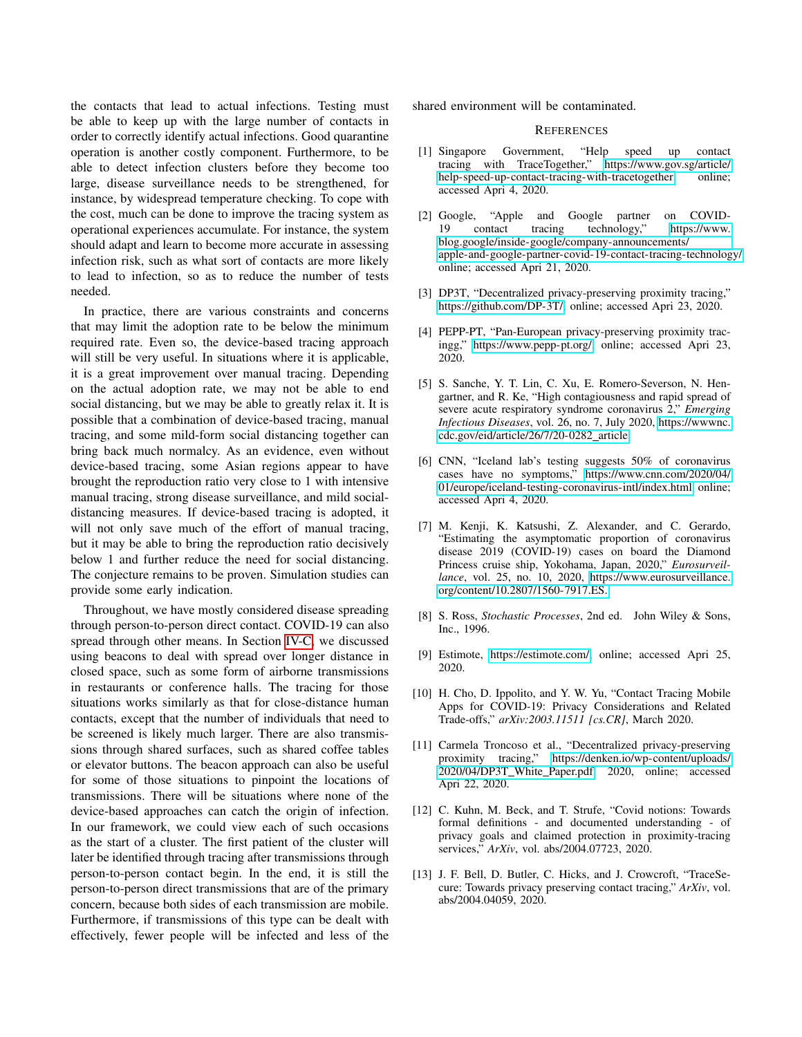the contacts that lead to actual infections. Testing must be able to keep up with the large number of contacts in order to correctly identify actual infections. Good quarantine operation is another costly component. Furthermore, to be able to detect infection clusters before they become too large, disease surveillance needs to be strengthened, for instance, by widespread temperature checking. To cope with the cost, much can be done to improve the tracing system as operational experiences accumulate. For instance, the system should adapt and learn to become more accurate in assessing infection risk, such as what sort of contacts are more likely to lead to infection, so as to reduce the number of tests needed.

In practice, there are various constraints and concerns that may limit the adoption rate to be below the minimum required rate. Even so, the device-based tracing approach will still be very useful. In situations where it is applicable, it is a great improvement over manual tracing. Depending on the actual adoption rate, we may not be able to end social distancing, but we may be able to greatly relax it. It is possible that a combination of device-based tracing, manual tracing, and some mild-form social distancing together can bring back much normalcy. As an evidence, even without device-based tracing, some Asian regions appear to have brought the reproduction ratio very close to 1 with intensive manual tracing, strong disease surveillance, and mild social-distancing measures. If device-based tracing is adopted, it will not only save much of the effort of manual tracing, but it may be able to bring the reproduction ratio decisively below 1 and further reduce the need for social distancing. The conjecture remains to be proven. Simulation studies can provide some early indication.

Throughout, we have mostly considered disease spreading through person-to-person direct contact. COVID-19 can also spread through other means. In Section IV-C, we discussed using beacons to deal with spread over longer distance in closed space, such as some form of airborne transmissions in restaurants or conference halls. The tracing for those situations works similarly as that for close-distance human contacts, except that the number of individuals that need to be screened is likely much larger. There are also transmissions through shared surfaces, such as shared coffee tables or elevator buttons. The beacon approach can also be useful for some of those situations to pinpoint the locations of transmissions. There will be situations where none of the device-based approaches can catch the origin of infection. In our framework, we could view each of such occasions as the start of a cluster. The first patient of the cluster will later be identified through tracing after transmissions through person-to-person contact begin. In the end, it is still the person-to-person direct transmissions that are of the primary concern, because both sides of each transmission are mobile. Furthermore, if transmissions of this type can be dealt with effectively, fewer people will be infected and less of the shared environment will be contaminated.

## References

[1] Singapore Government, "Help speed up contact tracing with TraceTogether," https://www.gov.sg/article/help-speed-up-contact-tracing-with-tracetogether online; accessed Apri 4, 2020.

[2] Google, "Apple and Google partner on COVID-19 contact tracing technology," https://www.blog.google/inside-google/company-announcements/apple-and-google-partner-covid-19-contact-tracing-technology/ online; accessed Apri 21, 2020.

[3] DP3T, "Decentralized privacy-preserving proximity tracing," https://github.com/DP-3T/, online; accessed Apri 23, 2020.

[4] PEPP-PT, "Pan-European privacy-preserving proximity tracingg," https://www.pepp-pt.org/, online; accessed Apri 23, 2020.

[5] S. Sanche, Y. T. Lin, C. Xu, E. Romero-Severson, N. Hengartner, and R. Ke, "High contagiousness and rapid spread of severe acute respiratory syndrome coronavirus 2," *Emerging Infectious Diseases*, vol. 26, no. 7, July 2020, https://wwwnc.cdc.gov/eid/article/26/7/20-0282_article.

[6] CNN, "Iceland lab's testing suggests 50% of coronavirus cases have no symptoms," https://www.cnn.com/2020/04/01/europe/iceland-testing-coronavirus-intl/index.html online; accessed Apri 4, 2020.

[7] M. Kenji, K. Katsushi, Z. Alexander, and C. Gerardo, "Estimating the asymptomatic proportion of coronavirus disease 2019 (COVID-19) cases on board the Diamond Princess cruise ship, Yokohama, Japan, 2020," *Eurosurveillance*, vol. 25, no. 10, 2020, https://www.eurosurveillance.org/content/10.2807/1560-7917.ES.

[8] S. Ross, *Stochastic Processes*, 2nd ed. John Wiley & Sons, Inc., 1996.

[9] Estimote, https://estimote.com/, online; accessed Apri 25, 2020.

[10] H. Cho, D. Ippolito, and Y. W. Yu, "Contact Tracing Mobile Apps for COVID-19: Privacy Considerations and Related Trade-offs," *arXiv:2003.11511 [cs.CR]*, March 2020.

[11] Carmela Troncoso et al., "Decentralized privacy-preserving proximity tracing," https://denken.io/wp-content/uploads/2020/04/DP3T_White_Paper.pdf 2020, online; accessed Apri 22, 2020.

[12] C. Kuhn, M. Beck, and T. Strufe, "Covid notions: Towards formal definitions - and documented understanding - of privacy goals and claimed protection in proximity-tracing services," *ArXiv*, vol. abs/2004.07723, 2020.

[13] J. F. Bell, D. Butler, C. Hicks, and J. Crowcroft, "TraceSecure: Towards privacy preserving contact tracing," *ArXiv*, vol. abs/2004.04059, 2020.